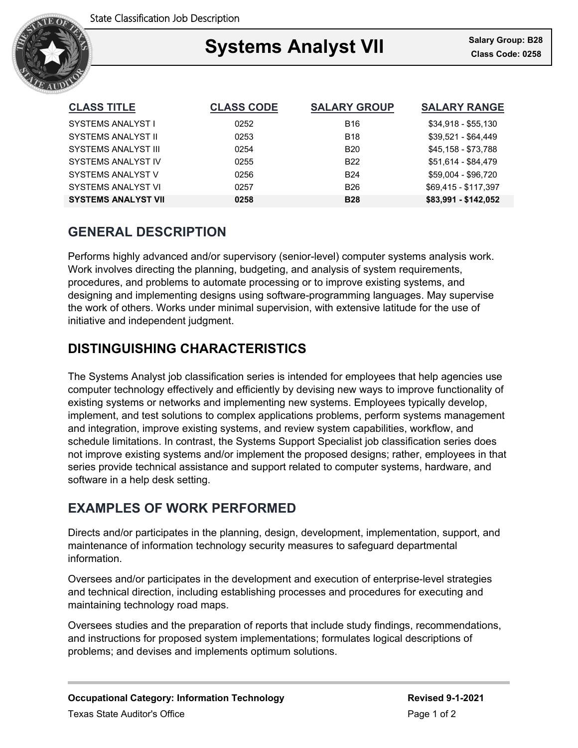State Classification Job Description

# Systems Analyst VII

**Salary Group: B28**
**Class Code: 0258**

| CLASS TITLE | CLASS CODE | SALARY GROUP | SALARY RANGE |
| --- | --- | --- | --- |
| SYSTEMS ANALYST I | 0252 | B16 | $34,918 - $55,130 |
| SYSTEMS ANALYST II | 0253 | B18 | $39,521 - $64,449 |
| SYSTEMS ANALYST III | 0254 | B20 | $45,158 - $73,788 |
| SYSTEMS ANALYST IV | 0255 | B22 | $51,614 - $84,479 |
| SYSTEMS ANALYST V | 0256 | B24 | $59,004 - $96,720 |
| SYSTEMS ANALYST VI | 0257 | B26 | $69,415 - $117,397 |
| **SYSTEMS ANALYST VII** | **0258** | **B28** | **$83,991 - $142,052** |

## GENERAL DESCRIPTION

Performs highly advanced and/or supervisory (senior-level) computer systems analysis work. Work involves directing the planning, budgeting, and analysis of system requirements, procedures, and problems to automate processing or to improve existing systems, and designing and implementing designs using software-programming languages. May supervise the work of others. Works under minimal supervision, with extensive latitude for the use of initiative and independent judgment.

## DISTINGUISHING CHARACTERISTICS

The Systems Analyst job classification series is intended for employees that help agencies use computer technology effectively and efficiently by devising new ways to improve functionality of existing systems or networks and implementing new systems. Employees typically develop, implement, and test solutions to complex applications problems, perform systems management and integration, improve existing systems, and review system capabilities, workflow, and schedule limitations. In contrast, the Systems Support Specialist job classification series does not improve existing systems and/or implement the proposed designs; rather, employees in that series provide technical assistance and support related to computer systems, hardware, and software in a help desk setting.

## EXAMPLES OF WORK PERFORMED

Directs and/or participates in the planning, design, development, implementation, support, and maintenance of information technology security measures to safeguard departmental information.

Oversees and/or participates in the development and execution of enterprise-level strategies and technical direction, including establishing processes and procedures for executing and maintaining technology road maps.

Oversees studies and the preparation of reports that include study findings, recommendations, and instructions for proposed system implementations; formulates logical descriptions of problems; and devises and implements optimum solutions.

**Occupational Category: Information Technology**

Texas State Auditor's Office

**Revised 9-1-2021**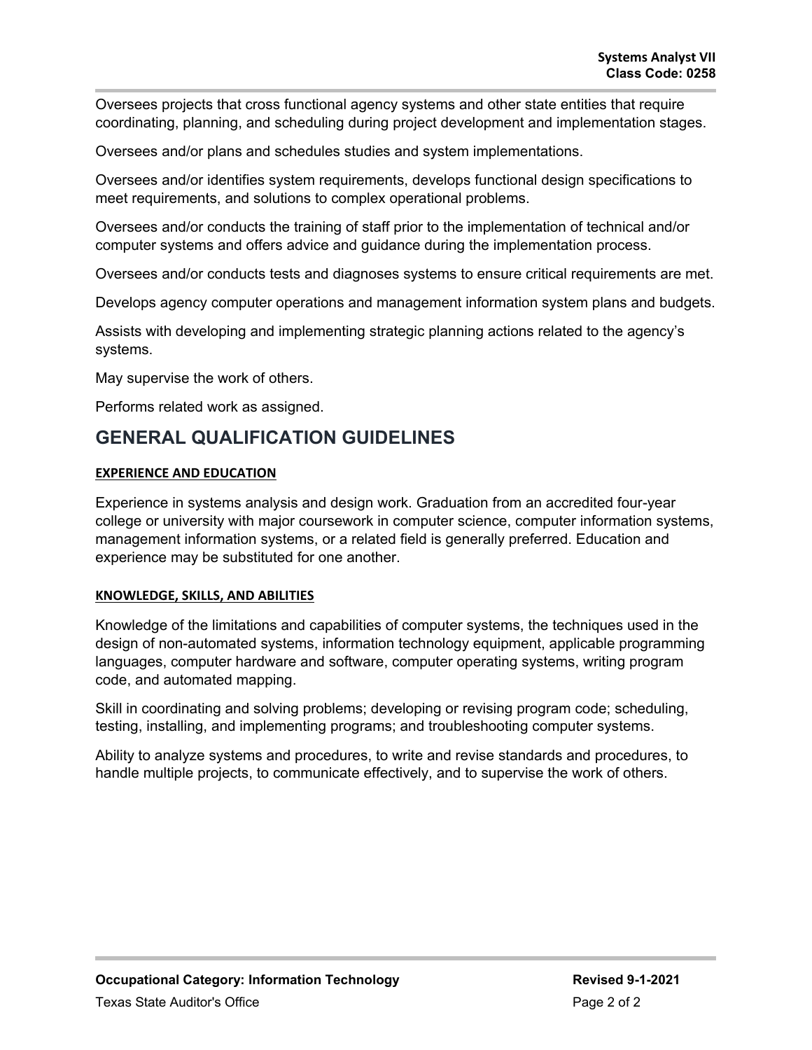Oversees projects that cross functional agency systems and other state entities that require coordinating, planning, and scheduling during project development and implementation stages.

Oversees and/or plans and schedules studies and system implementations.

Oversees and/or identifies system requirements, develops functional design specifications to meet requirements, and solutions to complex operational problems.

Oversees and/or conducts the training of staff prior to the implementation of technical and/or computer systems and offers advice and guidance during the implementation process.

Oversees and/or conducts tests and diagnoses systems to ensure critical requirements are met.

Develops agency computer operations and management information system plans and budgets.

Assists with developing and implementing strategic planning actions related to the agency's systems.

May supervise the work of others.

Performs related work as assigned.

## GENERAL QUALIFICATION GUIDELINES

#### EXPERIENCE AND EDUCATION

Experience in systems analysis and design work. Graduation from an accredited four-year college or university with major coursework in computer science, computer information systems, management information systems, or a related field is generally preferred. Education and experience may be substituted for one another.

#### KNOWLEDGE, SKILLS, AND ABILITIES

Knowledge of the limitations and capabilities of computer systems, the techniques used in the design of non-automated systems, information technology equipment, applicable programming languages, computer hardware and software, computer operating systems, writing program code, and automated mapping.

Skill in coordinating and solving problems; developing or revising program code; scheduling, testing, installing, and implementing programs; and troubleshooting computer systems.

Ability to analyze systems and procedures, to write and revise standards and procedures, to handle multiple projects, to communicate effectively, and to supervise the work of others.